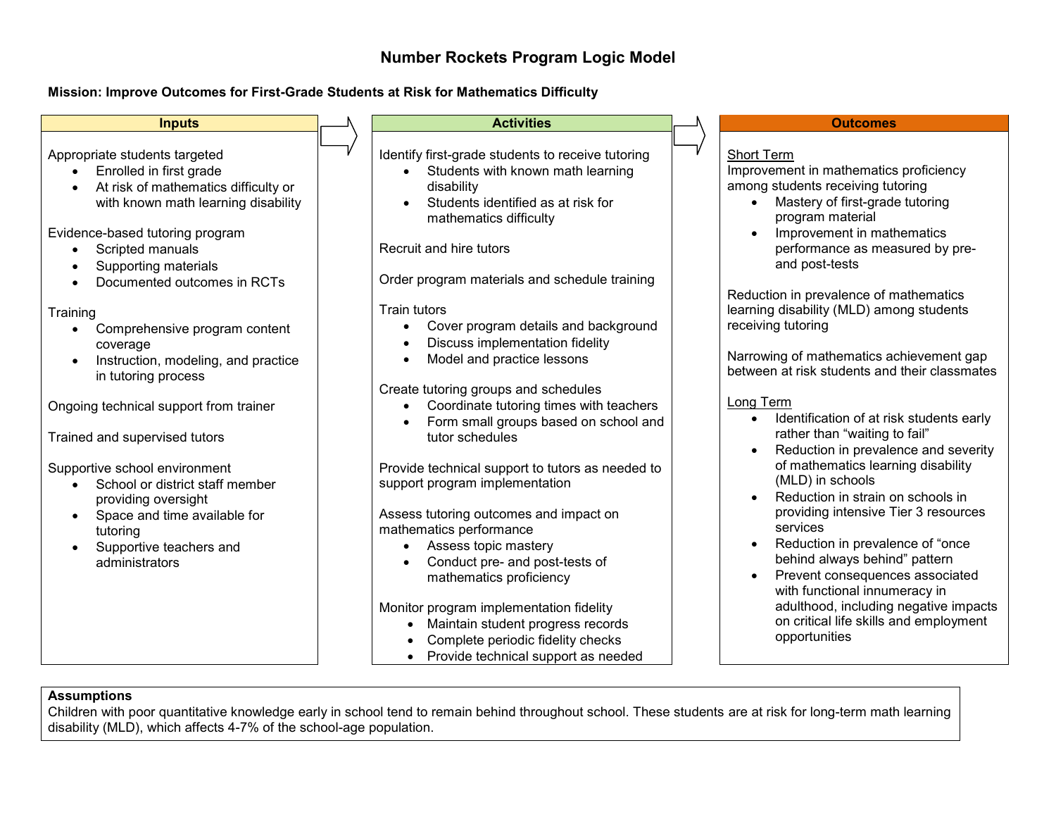# Number Rockets Program Logic Model

**Mission: Improve Outcomes for First-Grade Students at Risk for Mathematics Difficulty**

## Inputs

Appropriate students targeted
- Enrolled in first grade
- At risk of mathematics difficulty or with known math learning disability

Evidence-based tutoring program
- Scripted manuals
- Supporting materials
- Documented outcomes in RCTs

Training
- Comprehensive program content coverage
- Instruction, modeling, and practice in tutoring process

Ongoing technical support from trainer

Trained and supervised tutors

Supportive school environment
- School or district staff member providing oversight
- Space and time available for tutoring
- Supportive teachers and administrators

## Activities

Identify first-grade students to receive tutoring
- Students with known math learning disability
- Students identified as at risk for mathematics difficulty

Recruit and hire tutors

Order program materials and schedule training

Train tutors
- Cover program details and background
- Discuss implementation fidelity
- Model and practice lessons

Create tutoring groups and schedules
- Coordinate tutoring times with teachers
- Form small groups based on school and tutor schedules

Provide technical support to tutors as needed to support program implementation

Assess tutoring outcomes and impact on mathematics performance
- Assess topic mastery
- Conduct pre- and post-tests of mathematics proficiency

Monitor program implementation fidelity
- Maintain student progress records
- Complete periodic fidelity checks
- Provide technical support as needed

## Outcomes

Short Term

Improvement in mathematics proficiency among students receiving tutoring
- Mastery of first-grade tutoring program material
- Improvement in mathematics performance as measured by pre- and post-tests

Reduction in prevalence of mathematics learning disability (MLD) among students receiving tutoring

Narrowing of mathematics achievement gap between at risk students and their classmates

Long Term
- Identification of at risk students early rather than “waiting to fail”
- Reduction in prevalence and severity of mathematics learning disability (MLD) in schools
- Reduction in strain on schools in providing intensive Tier 3 resources services
- Reduction in prevalence of “once behind always behind” pattern
- Prevent consequences associated with functional innumeracy in adulthood, including negative impacts on critical life skills and employment opportunities

**Assumptions**

Children with poor quantitative knowledge early in school tend to remain behind throughout school. These students are at risk for long-term math learning disability (MLD), which affects 4-7% of the school-age population.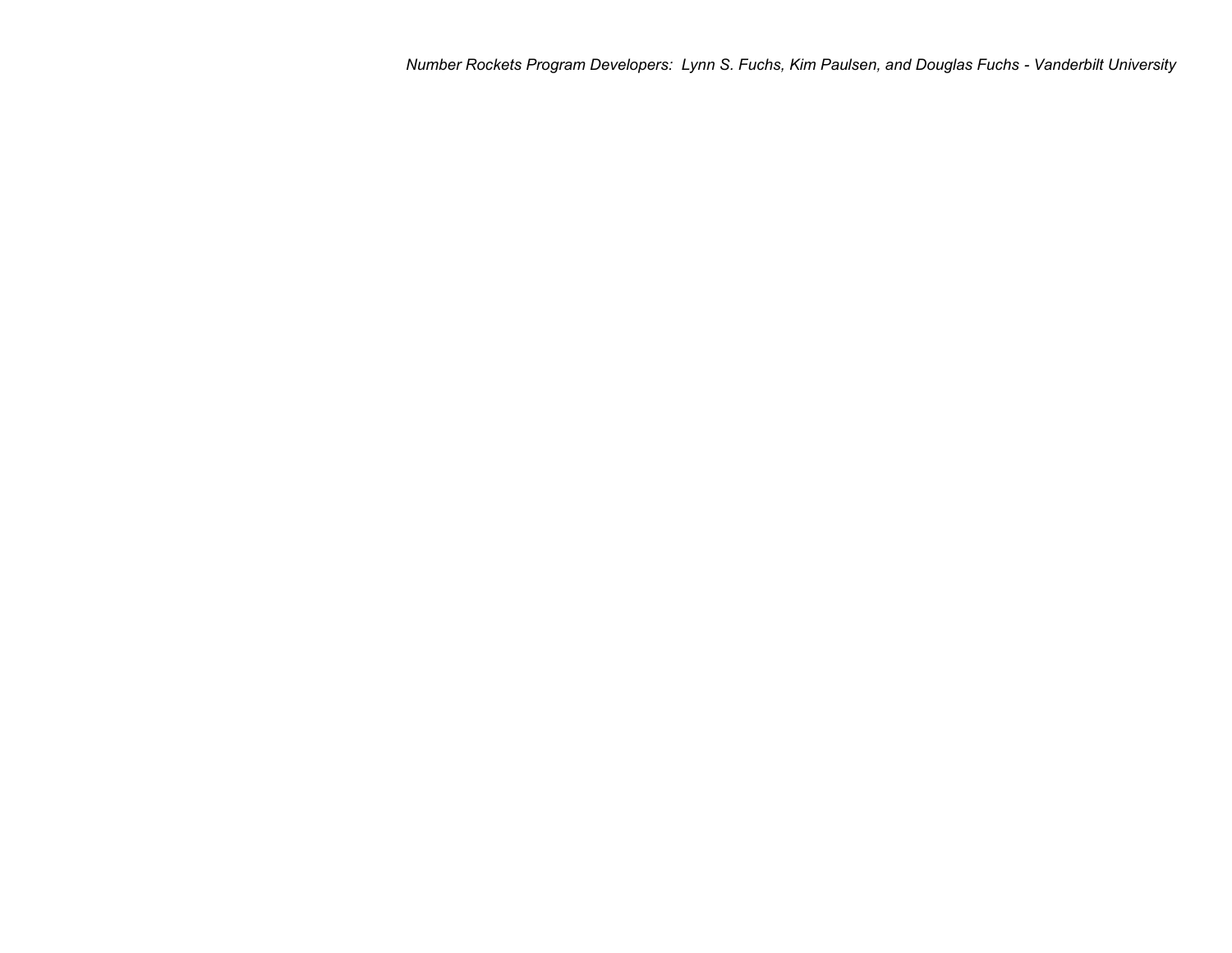*Number Rockets Program Developers: Lynn S. Fuchs, Kim Paulsen, and Douglas Fuchs - Vanderbilt University*